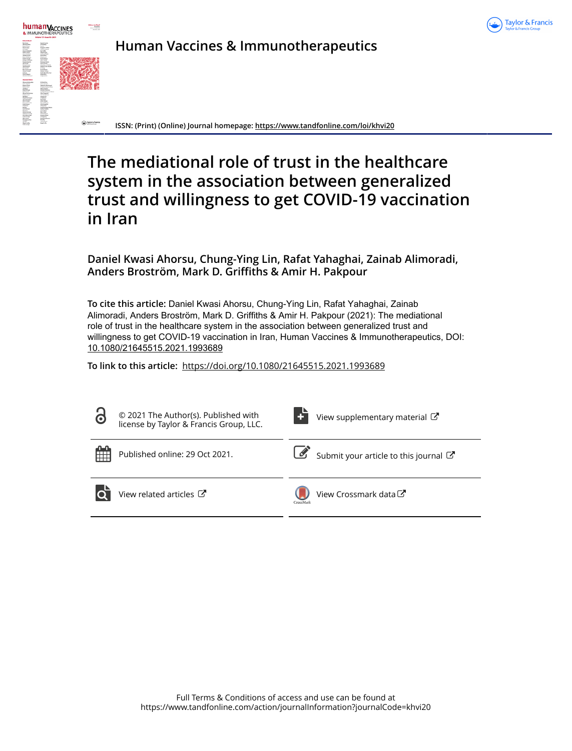# Human Vaccines & Immunotherapeutics

ISSN: (Print) (Online) Journal homepage: https://www.tandfonline.com/loi/khvi20

# The mediational role of trust in the healthcare system in the association between generalized trust and willingness to get COVID-19 vaccination in Iran

**Daniel Kwasi Ahorsu, Chung-Ying Lin, Rafat Yahaghai, Zainab Alimoradi, Anders Broström, Mark D. Griffiths & Amir H. Pakpour**

**To cite this article:** Daniel Kwasi Ahorsu, Chung-Ying Lin, Rafat Yahaghai, Zainab Alimoradi, Anders Broström, Mark D. Griffiths & Amir H. Pakpour (2021): The mediational role of trust in the healthcare system in the association between generalized trust and willingness to get COVID-19 vaccination in Iran, Human Vaccines & Immunotherapeutics, DOI: 10.1080/21645515.2021.1993689

**To link to this article:** https://doi.org/10.1080/21645515.2021.1993689

© 2021 The Author(s). Published with license by Taylor & Francis Group, LLC.

View supplementary material

Published online: 29 Oct 2021.

Submit your article to this journal

View related articles

View Crossmark data

Full Terms & Conditions of access and use can be found at https://www.tandfonline.com/action/journalInformation?journalCode=khvi20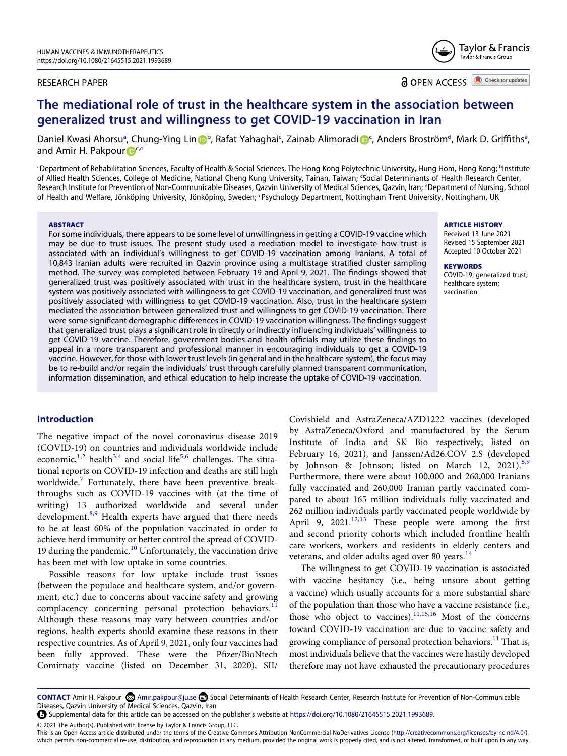# The mediational role of trust in the healthcare system in the association between generalized trust and willingness to get COVID-19 vaccination in Iran

Daniel Kwasi Ahorsu[a], Chung-Ying Lin[b], Rafat Yahaghai[c], Zainab Alimoradi[c], Anders Broström[d], Mark D. Griffiths[e], and Amir H. Pakpour[c,d]

[a]Department of Rehabilitation Sciences, Faculty of Health & Social Sciences, The Hong Kong Polytechnic University, Hung Hom, Hong Kong; [b]Institute of Allied Health Sciences, College of Medicine, National Cheng Kung University, Tainan, Taiwan; [c]Social Determinants of Health Research Center, Research Institute for Prevention of Non-Communicable Diseases, Qazvin University of Medical Sciences, Qazvin, Iran; [d]Department of Nursing, School of Health and Welfare, Jönköping University, Jönköping, Sweden; [e]Psychology Department, Nottingham Trent University, Nottingham, UK

## ABSTRACT

For some individuals, there appears to be some level of unwillingness in getting a COVID-19 vaccine which may be due to trust issues. The present study used a mediation model to investigate how trust is associated with an individual's willingness to get COVID-19 vaccination among Iranians. A total of 10,843 Iranian adults were recruited in Qazvin province using a multistage stratified cluster sampling method. The survey was completed between February 19 and April 9, 2021. The findings showed that generalized trust was positively associated with trust in the healthcare system, trust in the healthcare system was positively associated with willingness to get COVID-19 vaccination, and generalized trust was positively associated with willingness to get COVID-19 vaccination. Also, trust in the healthcare system mediated the association between generalized trust and willingness to get COVID-19 vaccination. There were some significant demographic differences in COVID-19 vaccination willingness. The findings suggest that generalized trust plays a significant role in directly or indirectly influencing individuals' willingness to get COVID-19 vaccine. Therefore, government bodies and health officials may utilize these findings to appeal in a more transparent and professional manner in encouraging individuals to get a COVID-19 vaccine. However, for those with lower trust levels (in general and in the healthcare system), the focus may be to re-build and/or regain the individuals' trust through carefully planned transparent communication, information dissemination, and ethical education to help increase the uptake of COVID-19 vaccination.

**ARTICLE HISTORY**
Received 13 June 2021
Revised 15 September 2021
Accepted 10 October 2021

**KEYWORDS**
COVID-19; generalized trust; healthcare system; vaccination

## Introduction

The negative impact of the novel coronavirus disease 2019 (COVID-19) on countries and individuals worldwide include economic,[1,2] health[3,4] and social life[5,6] challenges. The situational reports on COVID-19 infection and deaths are still high worldwide.[7] Fortunately, there have been preventive breakthroughs such as COVID-19 vaccines with (at the time of writing) 13 authorized worldwide and several under development.[8,9] Health experts have argued that there needs to be at least 60% of the population vaccinated in order to achieve herd immunity or better control the spread of COVID-19 during the pandemic.[10] Unfortunately, the vaccination drive has been met with low uptake in some countries.

Possible reasons for low uptake include trust issues (between the populace and healthcare system, and/or government, etc.) due to concerns about vaccine safety and growing complacency concerning personal protection behaviors.[11] Although these reasons may vary between countries and/or regions, health experts should examine these reasons in their respective countries. As of April 9, 2021, only four vaccines had been fully approved. These were the Pfizer/BioNtech Comirnaty vaccine (listed on December 31, 2020), SII/Covishield and AstraZeneca/AZD1222 vaccines (developed by AstraZeneca/Oxford and manufactured by the Serum Institute of India and SK Bio respectively; listed on February 16, 2021), and Janssen/Ad26.COV 2.S (developed by Johnson & Johnson; listed on March 12, 2021).[8,9] Furthermore, there were about 100,000 and 260,000 Iranians fully vaccinated and 260,000 Iranian partly vaccinated compared to about 165 million individuals fully vaccinated and 262 million individuals partly vaccinated people worldwide by April 9, 2021.[12,13] These people were among the first and second priority cohorts which included frontline health care workers, workers and residents in elderly centers and veterans, and older adults aged over 80 years.[14]

The willingness to get COVID-19 vaccination is associated with vaccine hesitancy (i.e., being unsure about getting a vaccine) which usually accounts for a more substantial share of the population than those who have a vaccine resistance (i.e., those who object to vaccines).[11,15,16] Most of the concerns toward COVID-19 vaccination are due to vaccine safety and growing compliance of personal protection behaviors.[11] That is, most individuals believe that the vaccines were hastily developed therefore may not have exhausted the precautionary procedures

**CONTACT** Amir H. Pakpour Amir.pakpour@ju.se Social Determinants of Health Research Center, Research Institute for Prevention of Non-Communicable Diseases, Qazvin University of Medical Sciences, Qazvin, Iran

Supplemental data for this article can be accessed on the publisher's website at https://doi.org/10.1080/21645515.2021.1993689.

© 2021 The Author(s). Published with license by Taylor & Francis Group, LLC.
This is an Open Access article distributed under the terms of the Creative Commons Attribution-NonCommercial-NoDerivatives License (http://creativecommons.org/licenses/by-nc-nd/4.0/), which permits non-commercial re-use, distribution, and reproduction in any medium, provided the original work is properly cited, and is not altered, transformed, or built upon in any way.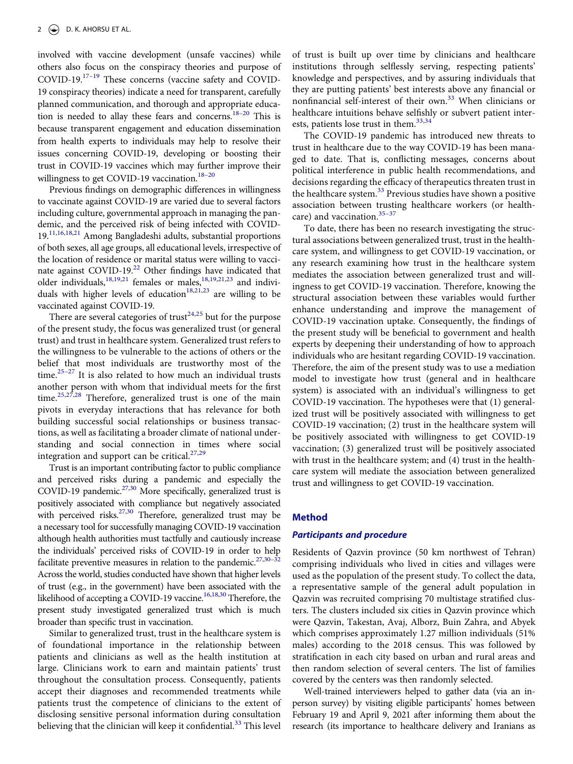involved with vaccine development (unsafe vaccines) while others also focus on the conspiracy theories and purpose of COVID-19.[17–19] These concerns (vaccine safety and COVID-19 conspiracy theories) indicate a need for transparent, carefully planned communication, and thorough and appropriate education is needed to allay these fears and concerns.[18–20] This is because transparent engagement and education dissemination from health experts to individuals may help to resolve their issues concerning COVID-19, developing or boosting their trust in COVID-19 vaccines which may further improve their willingness to get COVID-19 vaccination.[18–20]

Previous findings on demographic differences in willingness to vaccinate against COVID-19 are varied due to several factors including culture, governmental approach in managing the pandemic, and the perceived risk of being infected with COVID-19.[11,16,18,21] Among Bangladeshi adults, substantial proportions of both sexes, all age groups, all educational levels, irrespective of the location of residence or marital status were willing to vaccinate against COVID-19.[22] Other findings have indicated that older individuals,[18,19,21] females or males,[18,19,21,23] and individuals with higher levels of education[18,21,23] are willing to be vaccinated against COVID-19.

There are several categories of trust[24,25] but for the purpose of the present study, the focus was generalized trust (or general trust) and trust in healthcare system. Generalized trust refers to the willingness to be vulnerable to the actions of others or the belief that most individuals are trustworthy most of the time.[25–27] It is also related to how much an individual trusts another person with whom that individual meets for the first time.[25,27,28] Therefore, generalized trust is one of the main pivots in everyday interactions that has relevance for both building successful social relationships or business transactions, as well as facilitating a broader climate of national understanding and social connection in times where social integration and support can be critical.[27,29]

Trust is an important contributing factor to public compliance and perceived risks during a pandemic and especially the COVID-19 pandemic.[27,30] More specifically, generalized trust is positively associated with compliance but negatively associated with perceived risks.[27,30] Therefore, generalized trust may be a necessary tool for successfully managing COVID-19 vaccination although health authorities must tactfully and cautiously increase the individuals' perceived risks of COVID-19 in order to help facilitate preventive measures in relation to the pandemic.[27,30–32] Across the world, studies conducted have shown that higher levels of trust (e.g., in the government) have been associated with the likelihood of accepting a COVID-19 vaccine.[16,18,30] Therefore, the present study investigated generalized trust which is much broader than specific trust in vaccination.

Similar to generalized trust, trust in the healthcare system is of foundational importance in the relationship between patients and clinicians as well as the health institution at large. Clinicians work to earn and maintain patients' trust throughout the consultation process. Consequently, patients accept their diagnoses and recommended treatments while patients trust the competence of clinicians to the extent of disclosing sensitive personal information during consultation believing that the clinician will keep it confidential.[33] This level of trust is built up over time by clinicians and healthcare institutions through selflessly serving, respecting patients' knowledge and perspectives, and by assuring individuals that they are putting patients' best interests above any financial or nonfinancial self-interest of their own.[33] When clinicians or healthcare intuitions behave selfishly or subvert patient interests, patients lose trust in them.[33,34]

The COVID-19 pandemic has introduced new threats to trust in healthcare due to the way COVID-19 has been managed to date. That is, conflicting messages, concerns about political interference in public health recommendations, and decisions regarding the efficacy of therapeutics threaten trust in the healthcare system.[33] Previous studies have shown a positive association between trusting healthcare workers (or healthcare) and vaccination.[35–37]

To date, there has been no research investigating the structural associations between generalized trust, trust in the healthcare system, and willingness to get COVID-19 vaccination, or any research examining how trust in the healthcare system mediates the association between generalized trust and willingness to get COVID-19 vaccination. Therefore, knowing the structural association between these variables would further enhance understanding and improve the management of COVID-19 vaccination uptake. Consequently, the findings of the present study will be beneficial to government and health experts by deepening their understanding of how to approach individuals who are hesitant regarding COVID-19 vaccination. Therefore, the aim of the present study was to use a mediation model to investigate how trust (general and in healthcare system) is associated with an individual's willingness to get COVID-19 vaccination. The hypotheses were that (1) generalized trust will be positively associated with willingness to get COVID-19 vaccination; (2) trust in the healthcare system will be positively associated with willingness to get COVID-19 vaccination; (3) generalized trust will be positively associated with trust in the healthcare system; and (4) trust in the healthcare system will mediate the association between generalized trust and willingness to get COVID-19 vaccination.

## Method

### *Participants and procedure*

Residents of Qazvin province (50 km northwest of Tehran) comprising individuals who lived in cities and villages were used as the population of the present study. To collect the data, a representative sample of the general adult population in Qazvin was recruited comprising 70 multistage stratified clusters. The clusters included six cities in Qazvin province which were Qazvin, Takestan, Avaj, Alborz, Buin Zahra, and Abyek which comprises approximately 1.27 million individuals (51% males) according to the 2018 census. This was followed by stratification in each city based on urban and rural areas and then random selection of several centers. The list of families covered by the centers was then randomly selected.

Well-trained interviewers helped to gather data (via an in-person survey) by visiting eligible participants' homes between February 19 and April 9, 2021 after informing them about the research (its importance to healthcare delivery and Iranians as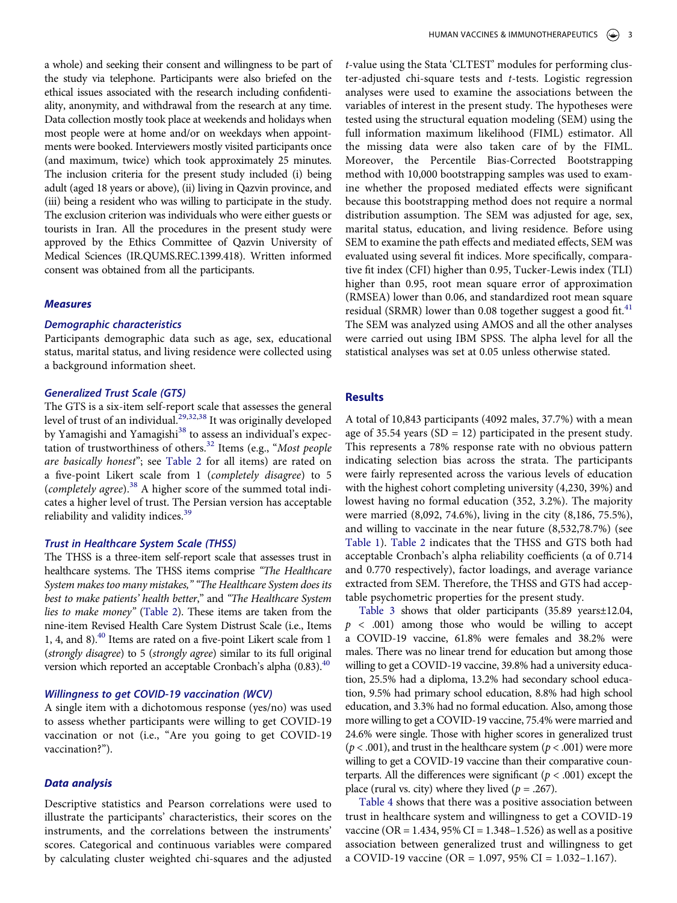a whole) and seeking their consent and willingness to be part of the study via telephone. Participants were also briefed on the ethical issues associated with the research including confidentiality, anonymity, and withdrawal from the research at any time. Data collection mostly took place at weekends and holidays when most people were at home and/or on weekdays when appointments were booked. Interviewers mostly visited participants once (and maximum, twice) which took approximately 25 minutes. The inclusion criteria for the present study included (i) being adult (aged 18 years or above), (ii) living in Qazvin province, and (iii) being a resident who was willing to participate in the study. The exclusion criterion was individuals who were either guests or tourists in Iran. All the procedures in the present study were approved by the Ethics Committee of Qazvin University of Medical Sciences (IR.QUMS.REC.1399.418). Written informed consent was obtained from all the participants.

### Measures

#### Demographic characteristics

Participants demographic data such as age, sex, educational status, marital status, and living residence were collected using a background information sheet.

#### Generalized Trust Scale (GTS)

The GTS is a six-item self-report scale that assesses the general level of trust of an individual.[29,32,38] It was originally developed by Yamagishi and Yamagishi[38] to assess an individual's expectation of trustworthiness of others.[32] Items (e.g., "*Most people are basically honest*"; see Table 2 for all items) are rated on a five-point Likert scale from 1 (*completely disagree*) to 5 (*completely agree*).[38] A higher score of the summed total indicates a higher level of trust. The Persian version has acceptable reliability and validity indices.[39]

#### Trust in Healthcare System Scale (THSS)

The THSS is a three-item self-report scale that assesses trust in healthcare systems. The THSS items comprise *"The Healthcare System makes too many mistakes," "The Healthcare System does its best to make patients' health better*," and *"The Healthcare System lies to make money"* (Table 2). These items are taken from the nine-item Revised Health Care System Distrust Scale (i.e., Items 1, 4, and 8).[40] Items are rated on a five-point Likert scale from 1 (*strongly disagree*) to 5 (*strongly agree*) similar to its full original version which reported an acceptable Cronbach's alpha (0.83).[40]

#### Willingness to get COVID-19 vaccination (WCV)

A single item with a dichotomous response (yes/no) was used to assess whether participants were willing to get COVID-19 vaccination or not (i.e., "Are you going to get COVID-19 vaccination?").

### Data analysis

Descriptive statistics and Pearson correlations were used to illustrate the participants' characteristics, their scores on the instruments, and the correlations between the instruments' scores. Categorical and continuous variables were compared by calculating cluster weighted chi-squares and the adjusted $t$-value using the Stata 'CLTEST' modules for performing cluster-adjusted chi-square tests and $t$-tests. Logistic regression analyses were used to examine the associations between the variables of interest in the present study. The hypotheses were tested using the structural equation modeling (SEM) using the full information maximum likelihood (FIML) estimator. All the missing data were also taken care of by the FIML. Moreover, the Percentile Bias-Corrected Bootstrapping method with 10,000 bootstrapping samples was used to examine whether the proposed mediated effects were significant because this bootstrapping method does not require a normal distribution assumption. The SEM was adjusted for age, sex, marital status, education, and living residence. Before using SEM to examine the path effects and mediated effects, SEM was evaluated using several fit indices. More specifically, comparative fit index (CFI) higher than 0.95, Tucker-Lewis index (TLI) higher than 0.95, root mean square error of approximation (RMSEA) lower than 0.06, and standardized root mean square residual (SRMR) lower than 0.08 together suggest a good fit.[41] The SEM was analyzed using AMOS and all the other analyses were carried out using IBM SPSS. The alpha level for all the statistical analyses was set at 0.05 unless otherwise stated.

## Results

A total of 10,843 participants (4092 males, 37.7%) with a mean age of 35.54 years (SD = 12) participated in the present study. This represents a 78% response rate with no obvious pattern indicating selection bias across the strata. The participants were fairly represented across the various levels of education with the highest cohort completing university (4,230, 39%) and lowest having no formal education (352, 3.2%). The majority were married (8,092, 74.6%), living in the city (8,186, 75.5%), and willing to vaccinate in the near future (8,532,78.7%) (see Table 1). Table 2 indicates that the THSS and GTS both had acceptable Cronbach's alpha reliability coefficients (α of 0.714 and 0.770 respectively), factor loadings, and average variance extracted from SEM. Therefore, the THSS and GTS had acceptable psychometric properties for the present study.

Table 3 shows that older participants (35.89 years±12.04, $p < .001$) among those who would be willing to accept a COVID-19 vaccine, 61.8% were females and 38.2% were males. There was no linear trend for education but among those willing to get a COVID-19 vaccine, 39.8% had a university education, 25.5% had a diploma, 13.2% had secondary school education, 9.5% had primary school education, 8.8% had high school education, and 3.3% had no formal education. Also, among those more willing to get a COVID-19 vaccine, 75.4% were married and 24.6% were single. Those with higher scores in generalized trust ($p < .001$), and trust in the healthcare system ($p < .001$) were more willing to get a COVID-19 vaccine than their comparative counterparts. All the differences were significant ($p < .001$) except the place (rural vs. city) where they lived ($p = .267$).

Table 4 shows that there was a positive association between trust in healthcare system and willingness to get a COVID-19 vaccine (OR = 1.434, 95% CI = 1.348–1.526) as well as a positive association between generalized trust and willingness to get a COVID-19 vaccine (OR = 1.097, 95% CI = 1.032–1.167).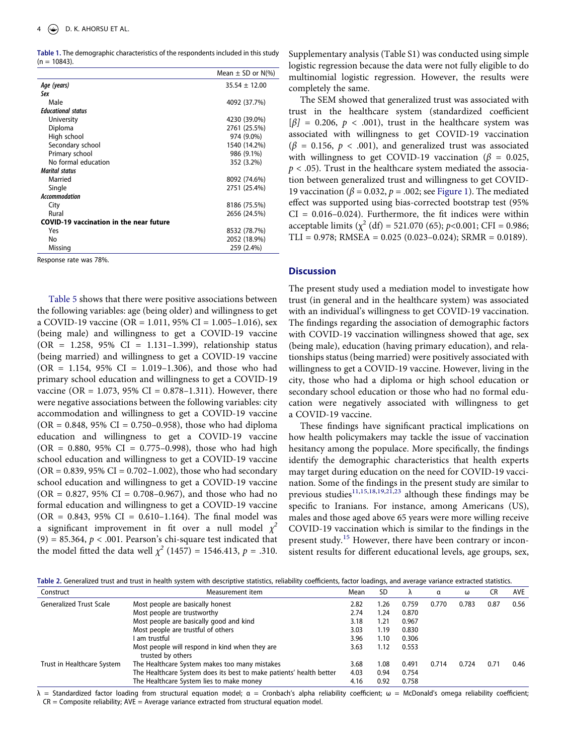**Table 1.** The demographic characteristics of the respondents included in this study (n = 10843).

| | Mean ± SD or N(%) |
|---|---|
| *Age (years)* | 35.54 ± 12.00 |
| ***Sex*** | |
| Male | 4092 (37.7%) |
| ***Educational status*** | |
| University | 4230 (39.0%) |
| Diploma | 2761 (25.5%) |
| High school | 974 (9.0%) |
| Secondary school | 1540 (14.2%) |
| Primary school | 986 (9.1%) |
| No formal education | 352 (3.2%) |
| ***Marital status*** | |
| Married | 8092 (74.6%) |
| Single | 2751 (25.4%) |
| ***Accommodation*** | |
| City | 8186 (75.5%) |
| Rural | 2656 (24.5%) |
| **COVID-19 vaccination in the near future** | |
| Yes | 8532 (78.7%) |
| No | 2052 (18.9%) |
| Missing | 259 (2.4%) |

Response rate was 78%.

Table 5 shows that there were positive associations between the following variables: age (being older) and willingness to get a COVID-19 vaccine (OR = 1.011, 95% CI = 1.005–1.016), sex (being male) and willingness to get a COVID-19 vaccine (OR = 1.258, 95% CI = 1.131–1.399), relationship status (being married) and willingness to get a COVID-19 vaccine (OR = 1.154, 95% CI = 1.019–1.306), and those who had primary school education and willingness to get a COVID-19 vaccine (OR = 1.073, 95% CI = 0.878–1.311). However, there were negative associations between the following variables: city accommodation and willingness to get a COVID-19 vaccine (OR = 0.848, 95% CI = 0.750–0.958), those who had diploma education and willingness to get a COVID-19 vaccine (OR = 0.880, 95% CI = 0.775–0.998), those who had high school education and willingness to get a COVID-19 vaccine (OR = 0.839, 95% CI = 0.702–1.002), those who had secondary school education and willingness to get a COVID-19 vaccine (OR = 0.827, 95% CI = 0.708–0.967), and those who had no formal education and willingness to get a COVID-19 vaccine (OR = 0.843, 95% CI = 0.610–1.164). The final model was a significant improvement in fit over a null model $\chi^2$ (9) = 85.364, $p < .001$. Pearson's chi-square test indicated that the model fitted the data well $\chi^2$ (1457) = 1546.413, $p = .310$. Supplementary analysis (Table S1) was conducted using simple logistic regression because the data were not fully eligible to do multinomial logistic regression. However, the results were completely the same.

The SEM showed that generalized trust was associated with trust in the healthcare system (standardized coefficient [$\beta$] = 0.206, $p < .001$), trust in the healthcare system was associated with willingness to get COVID-19 vaccination ($\beta$ = 0.156, $p < .001$), and generalized trust was associated with willingness to get COVID-19 vaccination ($\beta$ = 0.025, $p < .05$). Trust in the healthcare system mediated the association between generalized trust and willingness to get COVID-19 vaccination ($\beta$ = 0.032, $p = .002$; see Figure 1). The mediated effect was supported using bias-corrected bootstrap test (95% CI = 0.016–0.024). Furthermore, the fit indices were within acceptable limits ($\chi^2$ (df) = 521.070 (65); $p$<0.001; CFI = 0.986; TLI = 0.978; RMSEA = 0.025 (0.023–0.024); SRMR = 0.0189).

## Discussion

The present study used a mediation model to investigate how trust (in general and in the healthcare system) was associated with an individual's willingness to get COVID-19 vaccination. The findings regarding the association of demographic factors with COVID-19 vaccination willingness showed that age, sex (being male), education (having primary education), and relationships status (being married) were positively associated with willingness to get a COVID-19 vaccine. However, living in the city, those who had a diploma or high school education or secondary school education or those who had no formal education were negatively associated with willingness to get a COVID-19 vaccine.

These findings have significant practical implications on how health policymakers may tackle the issue of vaccination hesitancy among the populace. More specifically, the findings identify the demographic characteristics that health experts may target during education on the need for COVID-19 vaccination. Some of the findings in the present study are similar to previous studies[11,15,18,19,21,23] although these findings may be specific to Iranians. For instance, among Americans (US), males and those aged above 65 years were more willing receive COVID-19 vaccination which is similar to the findings in the present study.[15] However, there have been contrary or inconsistent results for different educational levels, age groups, sex,

**Table 2.** Generalized trust and trust in health system with descriptive statistics, reliability coefficients, factor loadings, and average variance extracted statistics.

| Construct | Measurement item | Mean | SD | λ | α | ω | CR | AVE |
|---|---|---|---|---|---|---|---|---|
| Generalized Trust Scale | Most people are basically honest | 2.82 | 1.26 | 0.759 | 0.770 | 0.783 | 0.87 | 0.56 |
| | Most people are trustworthy | 2.74 | 1.24 | 0.870 | | | | |
| | Most people are basically good and kind | 3.18 | 1.21 | 0.967 | | | | |
| | Most people are trustful of others | 3.03 | 1.19 | 0.830 | | | | |
| | I am trustful | 3.96 | 1.10 | 0.306 | | | | |
| | Most people will respond in kind when they are trusted by others | 3.63 | 1.12 | 0.553 | | | | |
| Trust in Healthcare System | The Healthcare System makes too many mistakes | 3.68 | 1.08 | 0.491 | 0.714 | 0.724 | 0.71 | 0.46 |
| | The Healthcare System does its best to make patients' health better | 4.03 | 0.94 | 0.754 | | | | |
| | The Healthcare System lies to make money | 4.16 | 0.92 | 0.758 | | | | |

λ = Standardized factor loading from structural equation model; α = Cronbach's alpha reliability coefficient; ω = McDonald's omega reliability coefficient; CR = Composite reliability; AVE = Average variance extracted from structural equation model.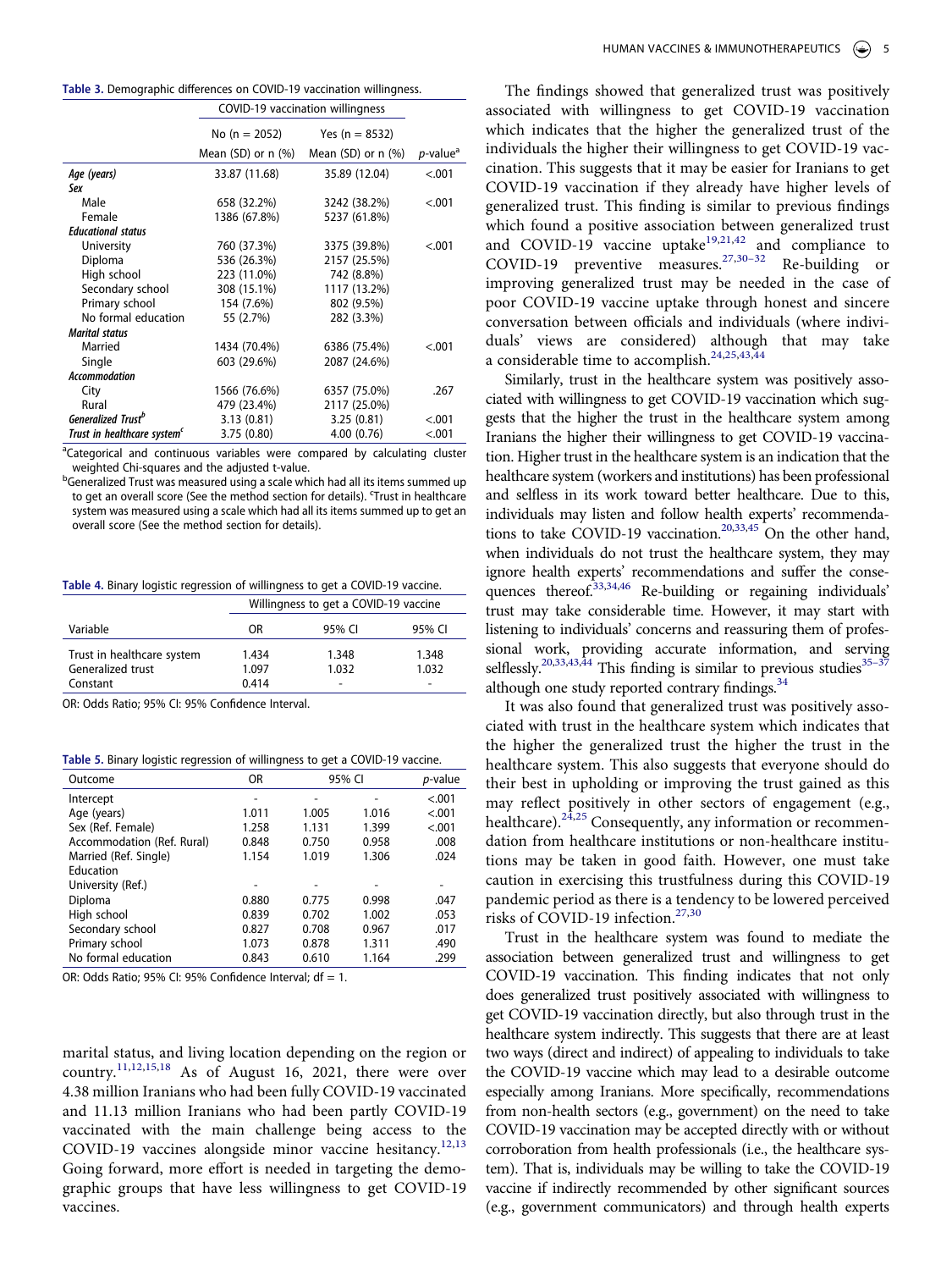**Table 3.** Demographic differences on COVID-19 vaccination willingness.

| | COVID-19 vaccination willingness | | |
|---|---|---|---|
| | No (n = 2052) | Yes (n = 8532) | |
| | Mean (SD) or n (%) | Mean (SD) or n (%) | *p*-value[a] |
| ***Age (years)*** | 33.87 (11.68) | 35.89 (12.04) | <.001 |
| ***Sex*** | | | |
| Male | 658 (32.2%) | 3242 (38.2%) | <.001 |
| Female | 1386 (67.8%) | 5237 (61.8%) | |
| ***Educational status*** | | | |
| University | 760 (37.3%) | 3375 (39.8%) | <.001 |
| Diploma | 536 (26.3%) | 2157 (25.5%) | |
| High school | 223 (11.0%) | 742 (8.8%) | |
| Secondary school | 308 (15.1%) | 1117 (13.2%) | |
| Primary school | 154 (7.6%) | 802 (9.5%) | |
| No formal education | 55 (2.7%) | 282 (3.3%) | |
| ***Marital status*** | | | |
| Married | 1434 (70.4%) | 6386 (75.4%) | <.001 |
| Single | 603 (29.6%) | 2087 (24.6%) | |
| ***Accommodation*** | | | |
| City | 1566 (76.6%) | 6357 (75.0%) | .267 |
| Rural | 479 (23.4%) | 2117 (25.0%) | |
| ***Generalized Trust***[b] | 3.13 (0.81) | 3.25 (0.81) | <.001 |
| ***Trust in healthcare system***[c] | 3.75 (0.80) | 4.00 (0.76) | <.001 |

[a]Categorical and continuous variables were compared by calculating cluster weighted Chi-squares and the adjusted t-value.
[b]Generalized Trust was measured using a scale which had all its items summed up to get an overall score (See the method section for details). [c]Trust in healthcare system was measured using a scale which had all its items summed up to get an overall score (See the method section for details).

**Table 4.** Binary logistic regression of willingness to get a COVID-19 vaccine.

| | Willingness to get a COVID-19 vaccine | | |
|---|---|---|---|
| Variable | OR | 95% CI | 95% CI |
| Trust in healthcare system | 1.434 | 1.348 | 1.348 |
| Generalized trust | 1.097 | 1.032 | 1.032 |
| Constant | 0.414 | - | - |

OR: Odds Ratio; 95% CI: 95% Confidence Interval.

**Table 5.** Binary logistic regression of willingness to get a COVID-19 vaccine.

| Outcome | OR | 95% CI | | *p*-value |
|---|---|---|---|---|
| Intercept | - | - | - | <.001 |
| Age (years) | 1.011 | 1.005 | 1.016 | <.001 |
| Sex (Ref. Female) | 1.258 | 1.131 | 1.399 | <.001 |
| Accommodation (Ref. Rural) | 0.848 | 0.750 | 0.958 | .008 |
| Married (Ref. Single) | 1.154 | 1.019 | 1.306 | .024 |
| Education | | | | |
| University (Ref.) | - | - | - | - |
| Diploma | 0.880 | 0.775 | 0.998 | .047 |
| High school | 0.839 | 0.702 | 1.002 | .053 |
| Secondary school | 0.827 | 0.708 | 0.967 | .017 |
| Primary school | 1.073 | 0.878 | 1.311 | .490 |
| No formal education | 0.843 | 0.610 | 1.164 | .299 |

OR: Odds Ratio; 95% CI: 95% Confidence Interval; df = 1.

marital status, and living location depending on the region or country.[11,12,15,18] As of August 16, 2021, there were over 4.38 million Iranians who had been fully COVID-19 vaccinated and 11.13 million Iranians who had been partly COVID-19 vaccinated with the main challenge being access to the COVID-19 vaccines alongside minor vaccine hesitancy.[12,13] Going forward, more effort is needed in targeting the demographic groups that have less willingness to get COVID-19 vaccines.

The findings showed that generalized trust was positively associated with willingness to get COVID-19 vaccination which indicates that the higher the generalized trust of the individuals the higher their willingness to get COVID-19 vaccination. This suggests that it may be easier for Iranians to get COVID-19 vaccination if they already have higher levels of generalized trust. This finding is similar to previous findings which found a positive association between generalized trust and COVID-19 vaccine uptake[19,21,42] and compliance to COVID-19 preventive measures.[27,30–32] Re-building or improving generalized trust may be needed in the case of poor COVID-19 vaccine uptake through honest and sincere conversation between officials and individuals (where individuals' views are considered) although that may take a considerable time to accomplish.[24,25,43,44]

Similarly, trust in the healthcare system was positively associated with willingness to get COVID-19 vaccination which suggests that the higher the trust in the healthcare system among Iranians the higher their willingness to get COVID-19 vaccination. Higher trust in the healthcare system is an indication that the healthcare system (workers and institutions) has been professional and selfless in its work toward better healthcare. Due to this, individuals may listen and follow health experts' recommendations to take COVID-19 vaccination.[20,33,45] On the other hand, when individuals do not trust the healthcare system, they may ignore health experts' recommendations and suffer the consequences thereof.[33,34,46] Re-building or regaining individuals' trust may take considerable time. However, it may start with listening to individuals' concerns and reassuring them of professional work, providing accurate information, and serving selflessly.[20,33,43,44] This finding is similar to previous studies[35–37] although one study reported contrary findings.[34]

It was also found that generalized trust was positively associated with trust in the healthcare system which indicates that the higher the generalized trust the higher the trust in the healthcare system. This also suggests that everyone should do their best in upholding or improving the trust gained as this may reflect positively in other sectors of engagement (e.g., healthcare).[24,25] Consequently, any information or recommendation from healthcare institutions or non-healthcare institutions may be taken in good faith. However, one must take caution in exercising this trustfulness during this COVID-19 pandemic period as there is a tendency to be lowered perceived risks of COVID-19 infection.[27,30]

Trust in the healthcare system was found to mediate the association between generalized trust and willingness to get COVID-19 vaccination. This finding indicates that not only does generalized trust positively associated with willingness to get COVID-19 vaccination directly, but also through trust in the healthcare system indirectly. This suggests that there are at least two ways (direct and indirect) of appealing to individuals to take the COVID-19 vaccine which may lead to a desirable outcome especially among Iranians. More specifically, recommendations from non-health sectors (e.g., government) on the need to take COVID-19 vaccination may be accepted directly with or without corroboration from health professionals (i.e., the healthcare system). That is, individuals may be willing to take the COVID-19 vaccine if indirectly recommended by other significant sources (e.g., government communicators) and through health experts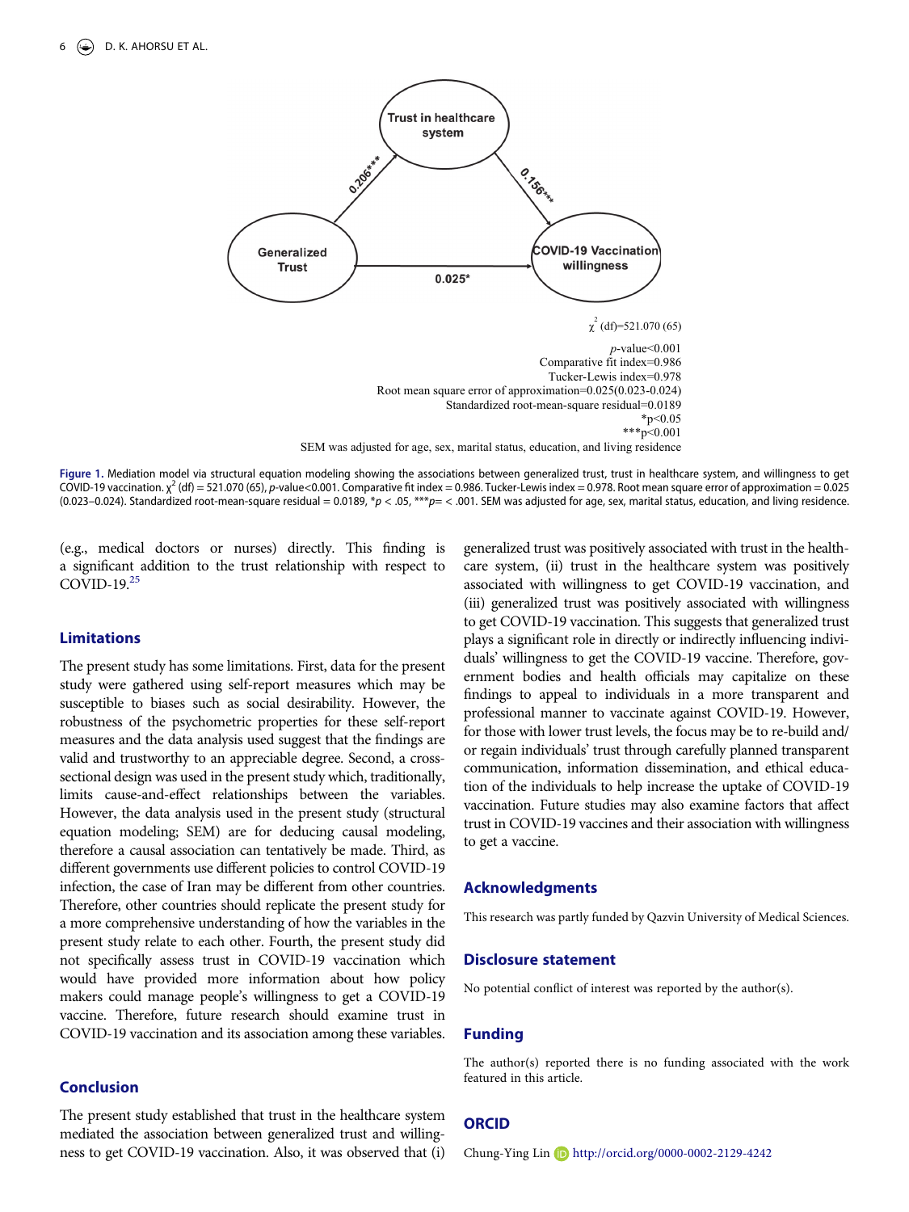Figure 1. Mediation model via structural equation modeling showing the associations between generalized trust, trust in healthcare system, and willingness to get COVID-19 vaccination. $\chi^2$ (df) = 521.070 (65), p-value<0.001. Comparative fit index = 0.986. Tucker-Lewis index = 0.978. Root mean square error of approximation = 0.025 (0.023–0.024). Standardized root-mean-square residual = 0.0189, *$p < .05$, ***$p = < .001$. SEM was adjusted for age, sex, marital status, education, and living residence.

(e.g., medical doctors or nurses) directly. This finding is a significant addition to the trust relationship with respect to COVID-19.[25]

## Limitations

The present study has some limitations. First, data for the present study were gathered using self-report measures which may be susceptible to biases such as social desirability. However, the robustness of the psychometric properties for these self-report measures and the data analysis used suggest that the findings are valid and trustworthy to an appreciable degree. Second, a cross-sectional design was used in the present study which, traditionally, limits cause-and-effect relationships between the variables. However, the data analysis used in the present study (structural equation modeling; SEM) are for deducing causal modeling, therefore a causal association can tentatively be made. Third, as different governments use different policies to control COVID-19 infection, the case of Iran may be different from other countries. Therefore, other countries should replicate the present study for a more comprehensive understanding of how the variables in the present study relate to each other. Fourth, the present study did not specifically assess trust in COVID-19 vaccination which would have provided more information about how policy makers could manage people's willingness to get a COVID-19 vaccine. Therefore, future research should examine trust in COVID-19 vaccination and its association among these variables.

## Conclusion

The present study established that trust in the healthcare system mediated the association between generalized trust and willingness to get COVID-19 vaccination. Also, it was observed that (i) generalized trust was positively associated with trust in the healthcare system, (ii) trust in the healthcare system was positively associated with willingness to get COVID-19 vaccination, and (iii) generalized trust was positively associated with willingness to get COVID-19 vaccination. This suggests that generalized trust plays a significant role in directly or indirectly influencing individuals' willingness to get the COVID-19 vaccine. Therefore, government bodies and health officials may capitalize on these findings to appeal to individuals in a more transparent and professional manner to vaccinate against COVID-19. However, for those with lower trust levels, the focus may be to re-build and/or regain individuals' trust through carefully planned transparent communication, information dissemination, and ethical education of the individuals to help increase the uptake of COVID-19 vaccination. Future studies may also examine factors that affect trust in COVID-19 vaccines and their association with willingness to get a vaccine.

## Acknowledgments

This research was partly funded by Qazvin University of Medical Sciences.

## Disclosure statement

No potential conflict of interest was reported by the author(s).

## Funding

The author(s) reported there is no funding associated with the work featured in this article.

## ORCID

Chung-Ying Lin http://orcid.org/0000-0002-2129-4242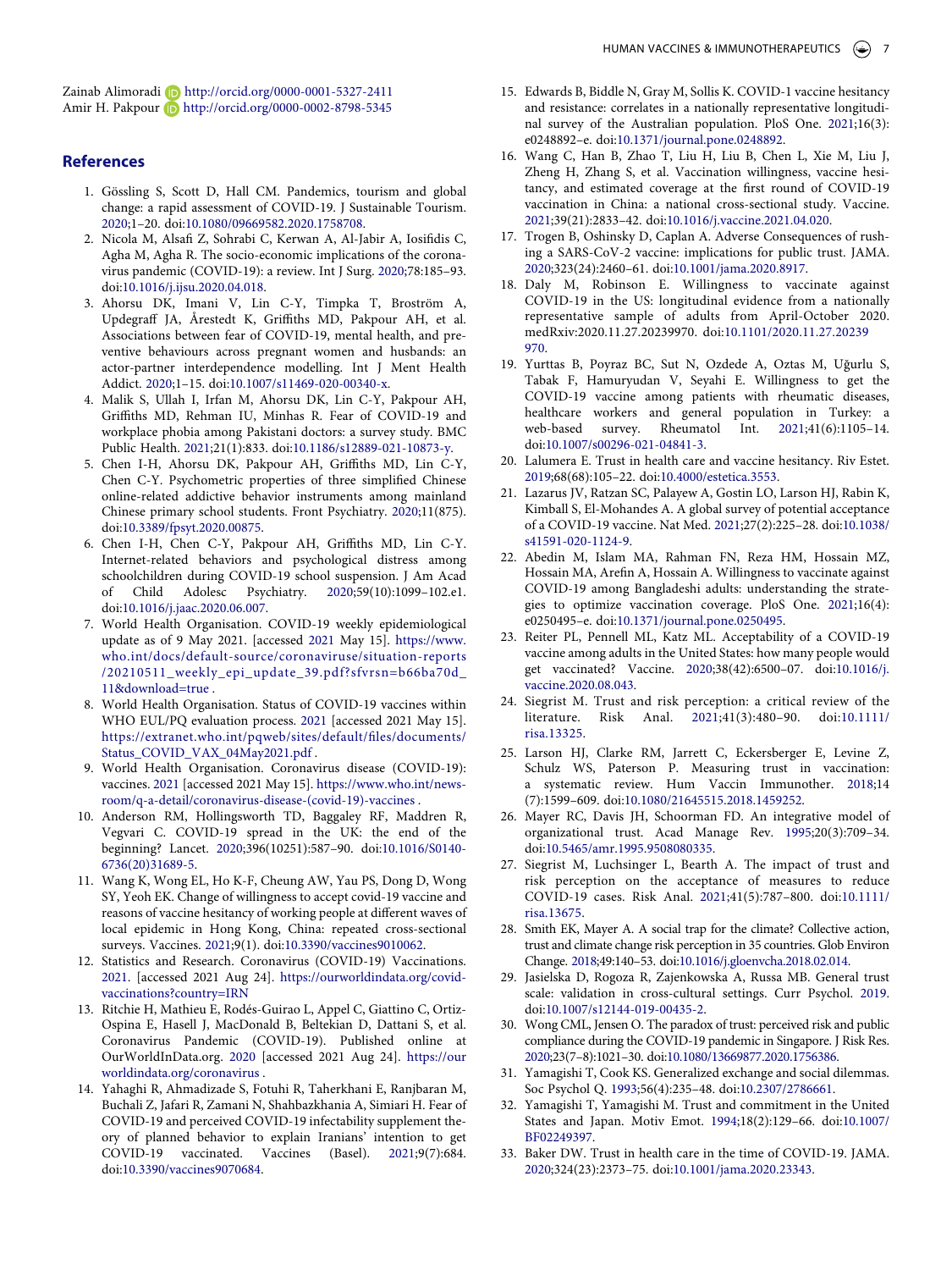Zainab Alimoradi http://orcid.org/0000-0001-5327-2411
Amir H. Pakpour http://orcid.org/0000-0002-8798-5345

## References

1. Gössling S, Scott D, Hall CM. Pandemics, tourism and global change: a rapid assessment of COVID-19. J Sustainable Tourism. 2020;1–20. doi:10.1080/09669582.2020.1758708.
2. Nicola M, Alsafi Z, Sohrabi C, Kerwan A, Al-Jabir A, Iosifidis C, Agha M, Agha R. The socio-economic implications of the coronavirus pandemic (COVID-19): a review. Int J Surg. 2020;78:185–93. doi:10.1016/j.ijsu.2020.04.018.
3. Ahorsu DK, Imani V, Lin C-Y, Timpka T, Broström A, Updegraff JA, Årestedt K, Griffiths MD, Pakpour AH, et al. Associations between fear of COVID-19, mental health, and preventive behaviours across pregnant women and husbands: an actor-partner interdependence modelling. Int J Ment Health Addict. 2020;1–15. doi:10.1007/s11469-020-00340-x.
4. Malik S, Ullah I, Irfan M, Ahorsu DK, Lin C-Y, Pakpour AH, Griffiths MD, Rehman IU, Minhas R. Fear of COVID-19 and workplace phobia among Pakistani doctors: a survey study. BMC Public Health. 2021;21(1):833. doi:10.1186/s12889-021-10873-y.
5. Chen I-H, Ahorsu DK, Pakpour AH, Griffiths MD, Lin C-Y, Chen C-Y. Psychometric properties of three simplified Chinese online-related addictive behavior instruments among mainland Chinese primary school students. Front Psychiatry. 2020;11(875). doi:10.3389/fpsyt.2020.00875.
6. Chen I-H, Chen C-Y, Pakpour AH, Griffiths MD, Lin C-Y. Internet-related behaviors and psychological distress among schoolchildren during COVID-19 school suspension. J Am Acad of Child Adolesc Psychiatry. 2020;59(10):1099–102.e1. doi:10.1016/j.jaac.2020.06.007.
7. World Health Organisation. COVID-19 weekly epidemiological update as of 9 May 2021. [accessed 2021 May 15]. https://www.who.int/docs/default-source/coronaviruse/situation-reports/20210511_weekly_epi_update_39.pdf?sfvrsn=b66ba70d_11&download=true .
8. World Health Organisation. Status of COVID-19 vaccines within WHO EUL/PQ evaluation process. 2021 [accessed 2021 May 15]. https://extranet.who.int/pqweb/sites/default/files/documents/Status_COVID_VAX_04May2021.pdf .
9. World Health Organisation. Coronavirus disease (COVID-19): vaccines. 2021 [accessed 2021 May 15]. https://www.who.int/news-room/q-a-detail/coronavirus-disease-(covid-19)-vaccines .
10. Anderson RM, Hollingsworth TD, Baggaley RF, Maddren R, Vegvari C. COVID-19 spread in the UK: the end of the beginning? Lancet. 2020;396(10251):587–90. doi:10.1016/S0140-6736(20)31689-5.
11. Wang K, Wong EL, Ho K-F, Cheung AW, Yau PS, Dong D, Wong SY, Yeoh EK. Change of willingness to accept covid-19 vaccine and reasons of vaccine hesitancy of working people at different waves of local epidemic in Hong Kong, China: repeated cross-sectional surveys. Vaccines. 2021;9(1). doi:10.3390/vaccines9010062.
12. Statistics and Research. Coronavirus (COVID-19) Vaccinations. 2021. [accessed 2021 Aug 24]. https://ourworldindata.org/covid-vaccinations?country=IRN
13. Ritchie H, Mathieu E, Rodés-Guirao L, Appel C, Giattino C, Ortiz-Ospina E, Hasell J, MacDonald B, Beltekian D, Dattani S, et al. Coronavirus Pandemic (COVID-19). Published online at OurWorldInData.org. 2020 [accessed 2021 Aug 24]. https://ourworldindata.org/coronavirus .
14. Yahaghi R, Ahmadizade S, Fotuhi R, Taherkhani E, Ranjbaran M, Buchali Z, Jafari R, Zamani N, Shahbazkhania A, Simiari H. Fear of COVID-19 and perceived COVID-19 infectability supplement theory of planned behavior to explain Iranians' intention to get COVID-19 vaccinated. Vaccines (Basel). 2021;9(7):684. doi:10.3390/vaccines9070684.
15. Edwards B, Biddle N, Gray M, Sollis K. COVID-1 vaccine hesitancy and resistance: correlates in a nationally representative longitudinal survey of the Australian population. PloS One. 2021;16(3): e0248892–e. doi:10.1371/journal.pone.0248892.
16. Wang C, Han B, Zhao T, Liu H, Liu B, Chen L, Xie M, Liu J, Zheng H, Zhang S, et al. Vaccination willingness, vaccine hesitancy, and estimated coverage at the first round of COVID-19 vaccination in China: a national cross-sectional study. Vaccine. 2021;39(21):2833–42. doi:10.1016/j.vaccine.2021.04.020.
17. Trogen B, Oshinsky D, Caplan A. Adverse Consequences of rushing a SARS-CoV-2 vaccine: implications for public trust. JAMA. 2020;323(24):2460–61. doi:10.1001/jama.2020.8917.
18. Daly M, Robinson E. Willingness to vaccinate against COVID-19 in the US: longitudinal evidence from a nationally representative sample of adults from April-October 2020. medRxiv:2020.11.27.20239970. doi:10.1101/2020.11.27.20239970.
19. Yurttas B, Poyraz BC, Sut N, Ozdede A, Oztas M, Uğurlu S, Tabak F, Hamuryudan V, Seyahi E. Willingness to get the COVID-19 vaccine among patients with rheumatic diseases, healthcare workers and general population in Turkey: a web-based survey. Rheumatol Int. 2021;41(6):1105–14. doi:10.1007/s00296-021-04841-3.
20. Lalumera E. Trust in health care and vaccine hesitancy. Riv Estet. 2019;68(68):105–22. doi:10.4000/estetica.3553.
21. Lazarus JV, Ratzan SC, Palayew A, Gostin LO, Larson HJ, Rabin K, Kimball S, El-Mohandes A. A global survey of potential acceptance of a COVID-19 vaccine. Nat Med. 2021;27(2):225–28. doi:10.1038/s41591-020-1124-9.
22. Abedin M, Islam MA, Rahman FN, Reza HM, Hossain MZ, Hossain MA, Arefin A, Hossain A. Willingness to vaccinate against COVID-19 among Bangladeshi adults: understanding the strategies to optimize vaccination coverage. PloS One. 2021;16(4): e0250495–e. doi:10.1371/journal.pone.0250495.
23. Reiter PL, Pennell ML, Katz ML. Acceptability of a COVID-19 vaccine among adults in the United States: how many people would get vaccinated? Vaccine. 2020;38(42):6500–07. doi:10.1016/j.vaccine.2020.08.043.
24. Siegrist M. Trust and risk perception: a critical review of the literature. Risk Anal. 2021;41(3):480–90. doi:10.1111/risa.13325.
25. Larson HJ, Clarke RM, Jarrett C, Eckersberger E, Levine Z, Schulz WS, Paterson P. Measuring trust in vaccination: a systematic review. Hum Vaccin Immunother. 2018;14(7):1599–609. doi:10.1080/21645515.2018.1459252.
26. Mayer RC, Davis JH, Schoorman FD. An integrative model of organizational trust. Acad Manage Rev. 1995;20(3):709–34. doi:10.5465/amr.1995.9508080335.
27. Siegrist M, Luchsinger L, Bearth A. The impact of trust and risk perception on the acceptance of measures to reduce COVID-19 cases. Risk Anal. 2021;41(5):787–800. doi:10.1111/risa.13675.
28. Smith EK, Mayer A. A social trap for the climate? Collective action, trust and climate change risk perception in 35 countries. Glob Environ Change. 2018;49:140–53. doi:10.1016/j.gloenvcha.2018.02.014.
29. Jasielska D, Rogoza R, Zajenkowska A, Russa MB. General trust scale: validation in cross-cultural settings. Curr Psychol. 2019. doi:10.1007/s12144-019-00435-2.
30. Wong CML, Jensen O. The paradox of trust: perceived risk and public compliance during the COVID-19 pandemic in Singapore. J Risk Res. 2020;23(7–8):1021–30. doi:10.1080/13669877.2020.1756386.
31. Yamagishi T, Cook KS. Generalized exchange and social dilemmas. Soc Psychol Q. 1993;56(4):235–48. doi:10.2307/2786661.
32. Yamagishi T, Yamagishi M. Trust and commitment in the United States and Japan. Motiv Emot. 1994;18(2):129–66. doi:10.1007/BF02249397.
33. Baker DW. Trust in health care in the time of COVID-19. JAMA. 2020;324(23):2373–75. doi:10.1001/jama.2020.23343.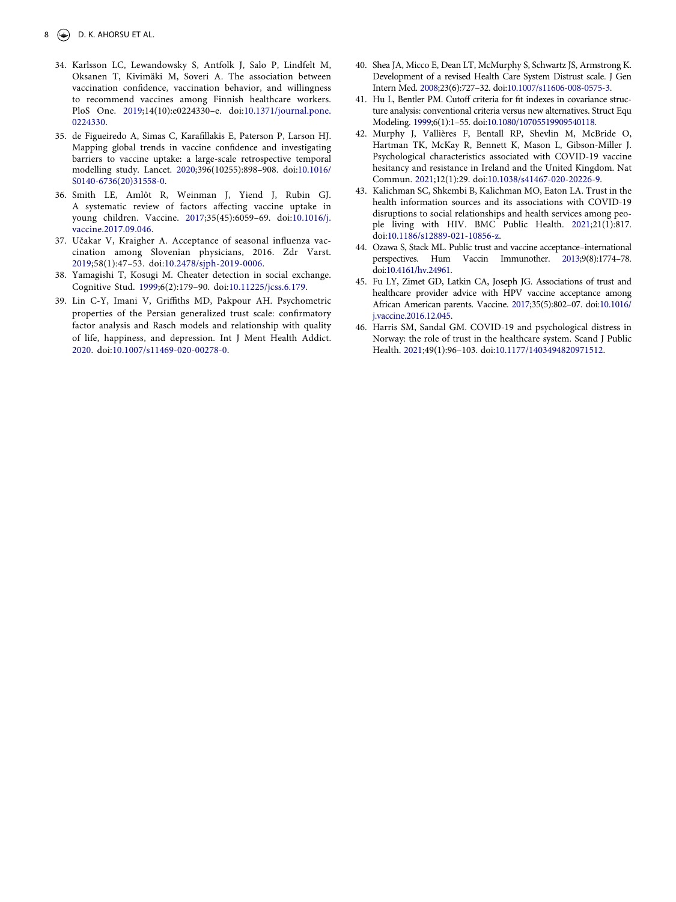34. Karlsson LC, Lewandowsky S, Antfolk J, Salo P, Lindfelt M, Oksanen T, Kivimäki M, Soveri A. The association between vaccination confidence, vaccination behavior, and willingness to recommend vaccines among Finnish healthcare workers. PloS One. 2019;14(10):e0224330–e. doi:10.1371/journal.pone.0224330.
35. de Figueiredo A, Simas C, Karafillakis E, Paterson P, Larson HJ. Mapping global trends in vaccine confidence and investigating barriers to vaccine uptake: a large-scale retrospective temporal modelling study. Lancet. 2020;396(10255):898–908. doi:10.1016/S0140-6736(20)31558-0.
36. Smith LE, Amlôt R, Weinman J, Yiend J, Rubin GJ. A systematic review of factors affecting vaccine uptake in young children. Vaccine. 2017;35(45):6059–69. doi:10.1016/j.vaccine.2017.09.046.
37. Učakar V, Kraigher A. Acceptance of seasonal influenza vaccination among Slovenian physicians, 2016. Zdr Varst. 2019;58(1):47–53. doi:10.2478/sjph-2019-0006.
38. Yamagishi T, Kosugi M. Cheater detection in social exchange. Cognitive Stud. 1999;6(2):179–90. doi:10.11225/jcss.6.179.
39. Lin C-Y, Imani V, Griffiths MD, Pakpour AH. Psychometric properties of the Persian generalized trust scale: confirmatory factor analysis and Rasch models and relationship with quality of life, happiness, and depression. Int J Ment Health Addict. 2020. doi:10.1007/s11469-020-00278-0.
40. Shea JA, Micco E, Dean LT, McMurphy S, Schwartz JS, Armstrong K. Development of a revised Health Care System Distrust scale. J Gen Intern Med. 2008;23(6):727–32. doi:10.1007/s11606-008-0575-3.
41. Hu L, Bentler PM. Cutoff criteria for fit indexes in covariance structure analysis: conventional criteria versus new alternatives. Struct Equ Modeling. 1999;6(1):1–55. doi:10.1080/10705519909540118.
42. Murphy J, Vallières F, Bentall RP, Shevlin M, McBride O, Hartman TK, McKay R, Bennett K, Mason L, Gibson-Miller J. Psychological characteristics associated with COVID-19 vaccine hesitancy and resistance in Ireland and the United Kingdom. Nat Commun. 2021;12(1):29. doi:10.1038/s41467-020-20226-9.
43. Kalichman SC, Shkembi B, Kalichman MO, Eaton LA. Trust in the health information sources and its associations with COVID-19 disruptions to social relationships and health services among people living with HIV. BMC Public Health. 2021;21(1):817. doi:10.1186/s12889-021-10856-z.
44. Ozawa S, Stack ML. Public trust and vaccine acceptance–international perspectives. Hum Vaccin Immunother. 2013;9(8):1774–78. doi:10.4161/hv.24961.
45. Fu LY, Zimet GD, Latkin CA, Joseph JG. Associations of trust and healthcare provider advice with HPV vaccine acceptance among African American parents. Vaccine. 2017;35(5):802–07. doi:10.1016/j.vaccine.2016.12.045.
46. Harris SM, Sandal GM. COVID-19 and psychological distress in Norway: the role of trust in the healthcare system. Scand J Public Health. 2021;49(1):96–103. doi:10.1177/1403494820971512.